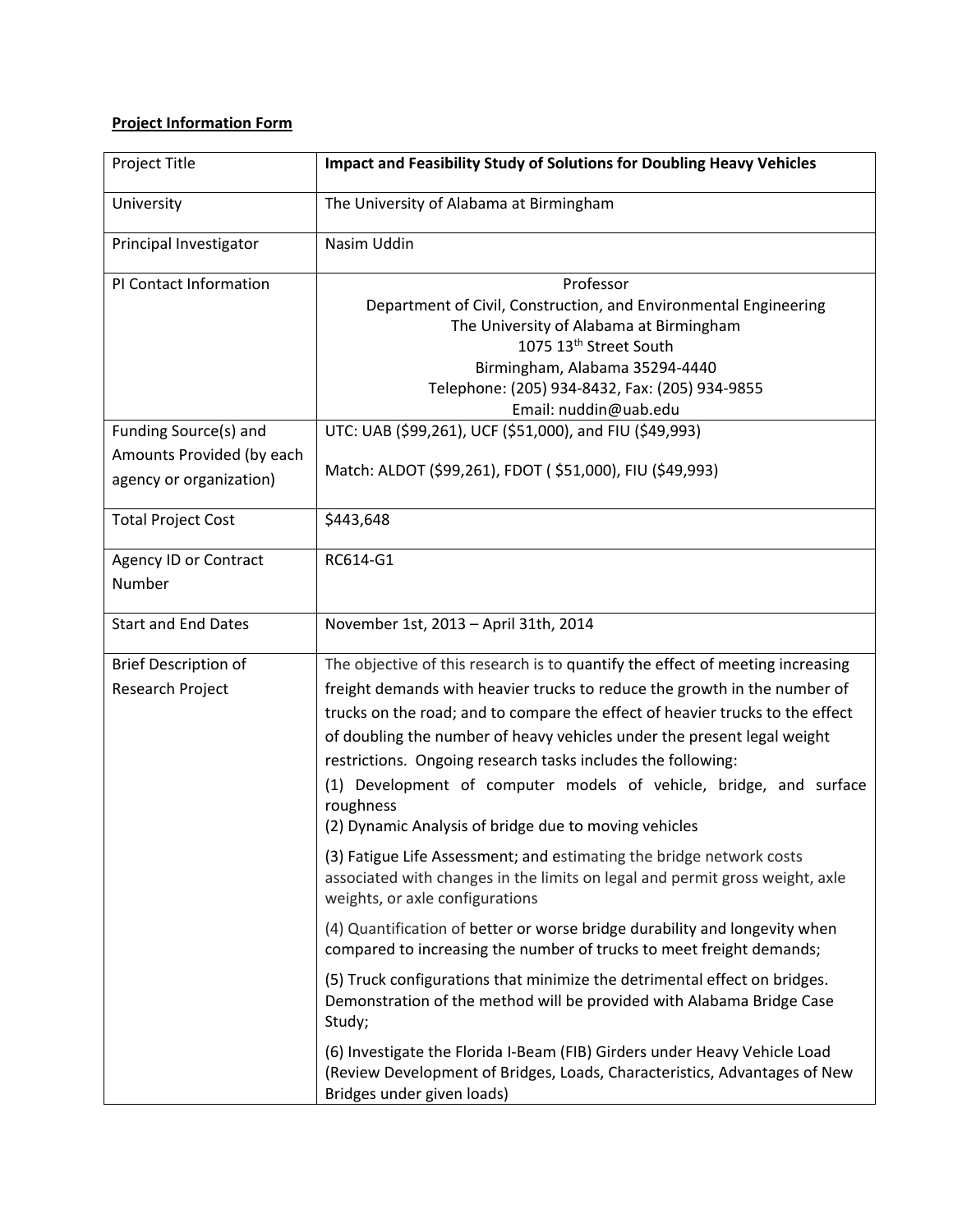**Project Information Form**

| Project Title | **Impact and Feasibility Study of Solutions for Doubling Heavy Vehicles** |
|---|---|
| University | The University of Alabama at Birmingham |
| Principal Investigator | Nasim Uddin |
| PI Contact Information | Professor<br>Department of Civil, Construction, and Environmental Engineering<br>The University of Alabama at Birmingham<br>1075 13th Street South<br>Birmingham, Alabama 35294-4440<br>Telephone: (205) 934-8432, Fax: (205) 934-9855<br>Email: nuddin@uab.edu |
| Funding Source(s) and Amounts Provided (by each agency or organization) | UTC: UAB ($99,261), UCF ($51,000), and FIU ($49,993)<br><br>Match: ALDOT ($99,261), FDOT ( $51,000), FIU ($49,993) |
| Total Project Cost | $443,648 |
| Agency ID or Contract Number | RC614-G1 |
| Start and End Dates | November 1st, 2013 – April 31th, 2014 |
| Brief Description of Research Project | The objective of this research is to quantify the effect of meeting increasing freight demands with heavier trucks to reduce the growth in the number of trucks on the road; and to compare the effect of heavier trucks to the effect of doubling the number of heavy vehicles under the present legal weight restrictions. Ongoing research tasks includes the following:<br>(1) Development of computer models of vehicle, bridge, and surface roughness<br>(2) Dynamic Analysis of bridge due to moving vehicles<br><br>(3) Fatigue Life Assessment; and estimating the bridge network costs associated with changes in the limits on legal and permit gross weight, axle weights, or axle configurations<br><br>(4) Quantification of better or worse bridge durability and longevity when compared to increasing the number of trucks to meet freight demands;<br><br>(5) Truck configurations that minimize the detrimental effect on bridges. Demonstration of the method will be provided with Alabama Bridge Case Study;<br><br>(6) Investigate the Florida I-Beam (FIB) Girders under Heavy Vehicle Load (Review Development of Bridges, Loads, Characteristics, Advantages of New Bridges under given loads) |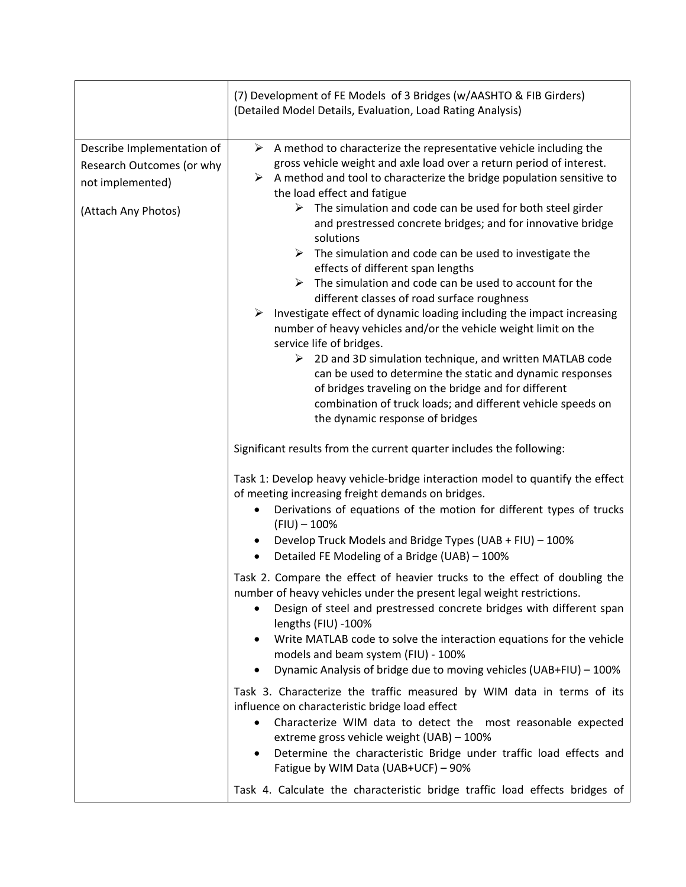| | (7) Development of FE Models of 3 Bridges (w/AASHTO & FIB Girders) (Detailed Model Details, Evaluation, Load Rating Analysis) |
|---|---|
| Describe Implementation of Research Outcomes (or why not implemented)<br><br>(Attach Any Photos) | ➢ A method to characterize the representative vehicle including the gross vehicle weight and axle load over a return period of interest.<br>➢ A method and tool to characterize the bridge population sensitive to the load effect and fatigue<br>&nbsp;&nbsp;&nbsp;&nbsp;➢ The simulation and code can be used for both steel girder and prestressed concrete bridges; and for innovative bridge solutions<br>&nbsp;&nbsp;&nbsp;&nbsp;➢ The simulation and code can be used to investigate the effects of different span lengths<br>&nbsp;&nbsp;&nbsp;&nbsp;➢ The simulation and code can be used to account for the different classes of road surface roughness<br>➢ Investigate effect of dynamic loading including the impact increasing number of heavy vehicles and/or the vehicle weight limit on the service life of bridges.<br>&nbsp;&nbsp;&nbsp;&nbsp;➢ 2D and 3D simulation technique, and written MATLAB code can be used to determine the static and dynamic responses of bridges traveling on the bridge and for different combination of truck loads; and different vehicle speeds on the dynamic response of bridges<br><br>Significant results from the current quarter includes the following:<br><br>Task 1: Develop heavy vehicle-bridge interaction model to quantify the effect of meeting increasing freight demands on bridges.<br>• Derivations of equations of the motion for different types of trucks (FIU) – 100%<br>• Develop Truck Models and Bridge Types (UAB + FIU) – 100%<br>• Detailed FE Modeling of a Bridge (UAB) – 100%<br><br>Task 2. Compare the effect of heavier trucks to the effect of doubling the number of heavy vehicles under the present legal weight restrictions.<br>• Design of steel and prestressed concrete bridges with different span lengths (FIU) -100%<br>• Write MATLAB code to solve the interaction equations for the vehicle models and beam system (FIU) - 100%<br>• Dynamic Analysis of bridge due to moving vehicles (UAB+FIU) – 100%<br><br>Task 3. Characterize the traffic measured by WIM data in terms of its influence on characteristic bridge load effect<br>• Characterize WIM data to detect the most reasonable expected extreme gross vehicle weight (UAB) – 100%<br>• Determine the characteristic Bridge under traffic load effects and Fatigue by WIM Data (UAB+UCF) – 90%<br><br>Task 4. Calculate the characteristic bridge traffic load effects bridges of |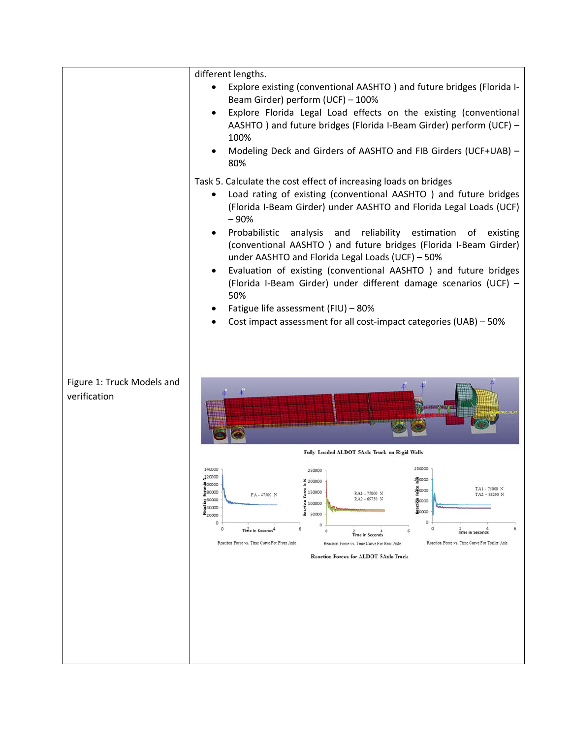| | |
|---|---|
| | different lengths.<br>• Explore existing (conventional AASHTO ) and future bridges (Florida I-Beam Girder) perform (UCF) – 100%<br>• Explore Florida Legal Load effects on the existing (conventional AASHTO ) and future bridges (Florida I-Beam Girder) perform (UCF) – 100%<br>• Modeling Deck and Girders of AASHTO and FIB Girders (UCF+UAB) – 80%<br><br>Task 5. Calculate the cost effect of increasing loads on bridges<br>• Load rating of existing (conventional AASHTO ) and future bridges (Florida I-Beam Girder) under AASHTO and Florida Legal Loads (UCF) – 90%<br>• Probabilistic analysis and reliability estimation of existing (conventional AASHTO ) and future bridges (Florida I-Beam Girder) under AASHTO and Florida Legal Loads (UCF) – 50%<br>• Evaluation of existing (conventional AASHTO ) and future bridges (Florida I-Beam Girder) under different damage scenarios (UCF) – 50%<br>• Fatigue life assessment (FIU) – 80%<br>• Cost impact assessment for all cost-impact categories (UAB) – 50% |
| Figure 1: Truck Models and verification | Fully Loaded ALDOT 5Axle Truck on Rigid Walls<br><br>Reaction Force vs. Time Curve For Front Axle (FA - 47500 N)<br>Reaction Force vs. Time Curve For Rear Axle (RA1 - 75000 N, RA2 - 69750 N)<br>Reaction Force vs. Time Curve For Trailer Axle (TA1 - 75000 N, TA2 - 88200 N)<br><br>Reaction Forces for ALDOT 5Axle Truck |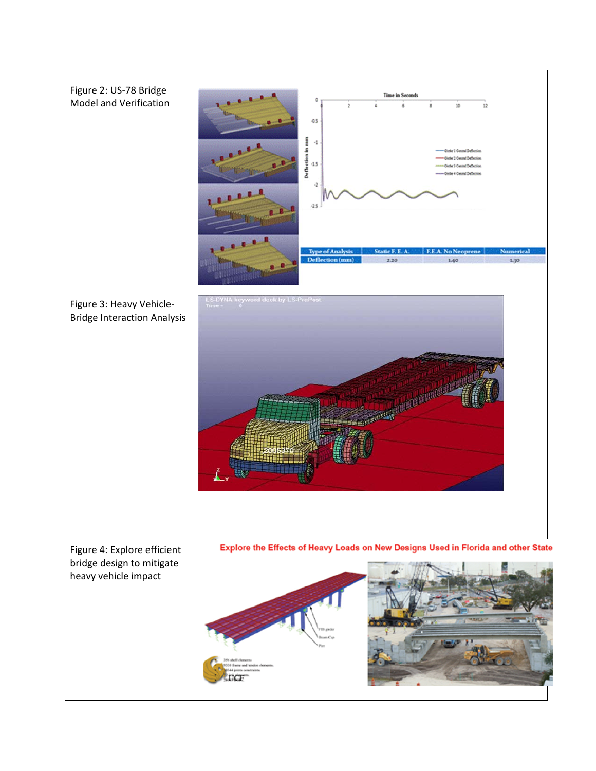| | |
|---|---|
| Figure 2: US-78 Bridge Model and Verification | |
| Figure 3: Heavy Vehicle-Bridge Interaction Analysis | |
| Figure 4: Explore efficient bridge design to mitigate heavy vehicle impact | |

| Type of Analysis | Static F. E. A. | F.E.A. No Neoprene | Numerical |
|---|---|---|---|
| Deflection (mm) | 2.20 | 1.40 | 1.30 |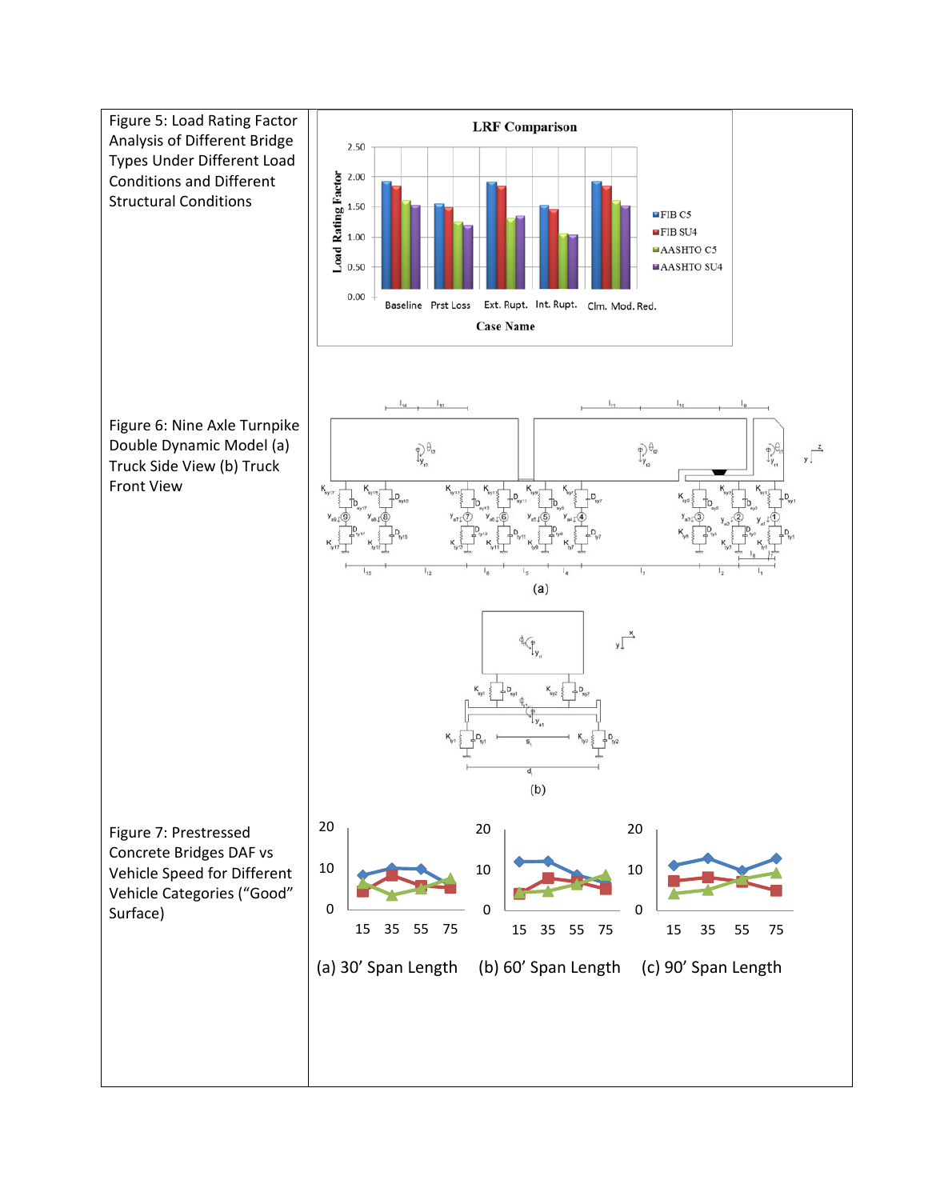Figure 5: Load Rating Factor Analysis of Different Bridge Types Under Different Load Conditions and Different Structural Conditions

Figure 6: Nine Axle Turnpike Double Dynamic Model (a) Truck Side View (b) Truck Front View

Figure 7: Prestressed Concrete Bridges DAF vs Vehicle Speed for Different Vehicle Categories ("Good" Surface)

(a) 30' Span Length (b) 60' Span Length (c) 90' Span Length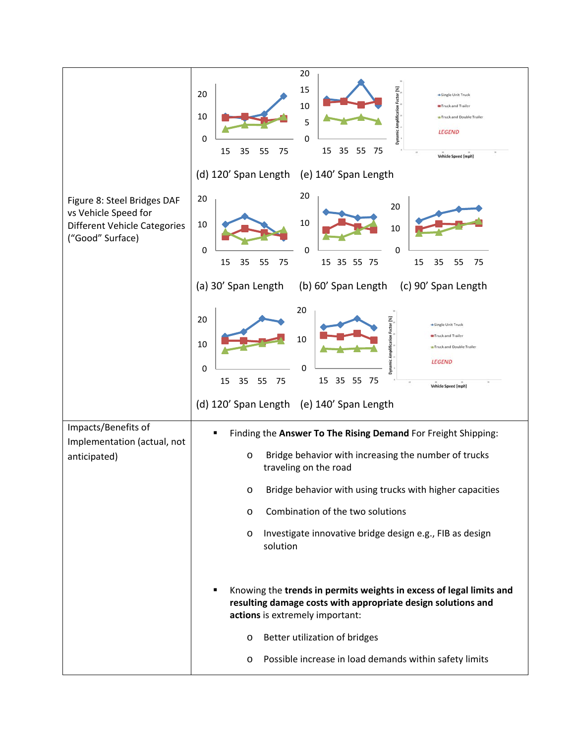| | |
|---|---|
| Figure 8: Steel Bridges DAF vs Vehicle Speed for Different Vehicle Categories ("Good" Surface) | (d) 120' Span Length (e) 140' Span Length<br><br>(a) 30' Span Length (b) 60' Span Length (c) 90' Span Length<br><br>(d) 120' Span Length (e) 140' Span Length |
| Impacts/Benefits of Implementation (actual, not anticipated) | ▪ Finding the **Answer To The Rising Demand** For Freight Shipping:<br>o Bridge behavior with increasing the number of trucks traveling on the road<br>o Bridge behavior with using trucks with higher capacities<br>o Combination of the two solutions<br>o Investigate innovative bridge design e.g., FIB as design solution<br><br>▪ Knowing the **trends in permits weights in excess of legal limits and resulting damage costs with appropriate design solutions and actions** is extremely important:<br>o Better utilization of bridges<br>o Possible increase in load demands within safety limits |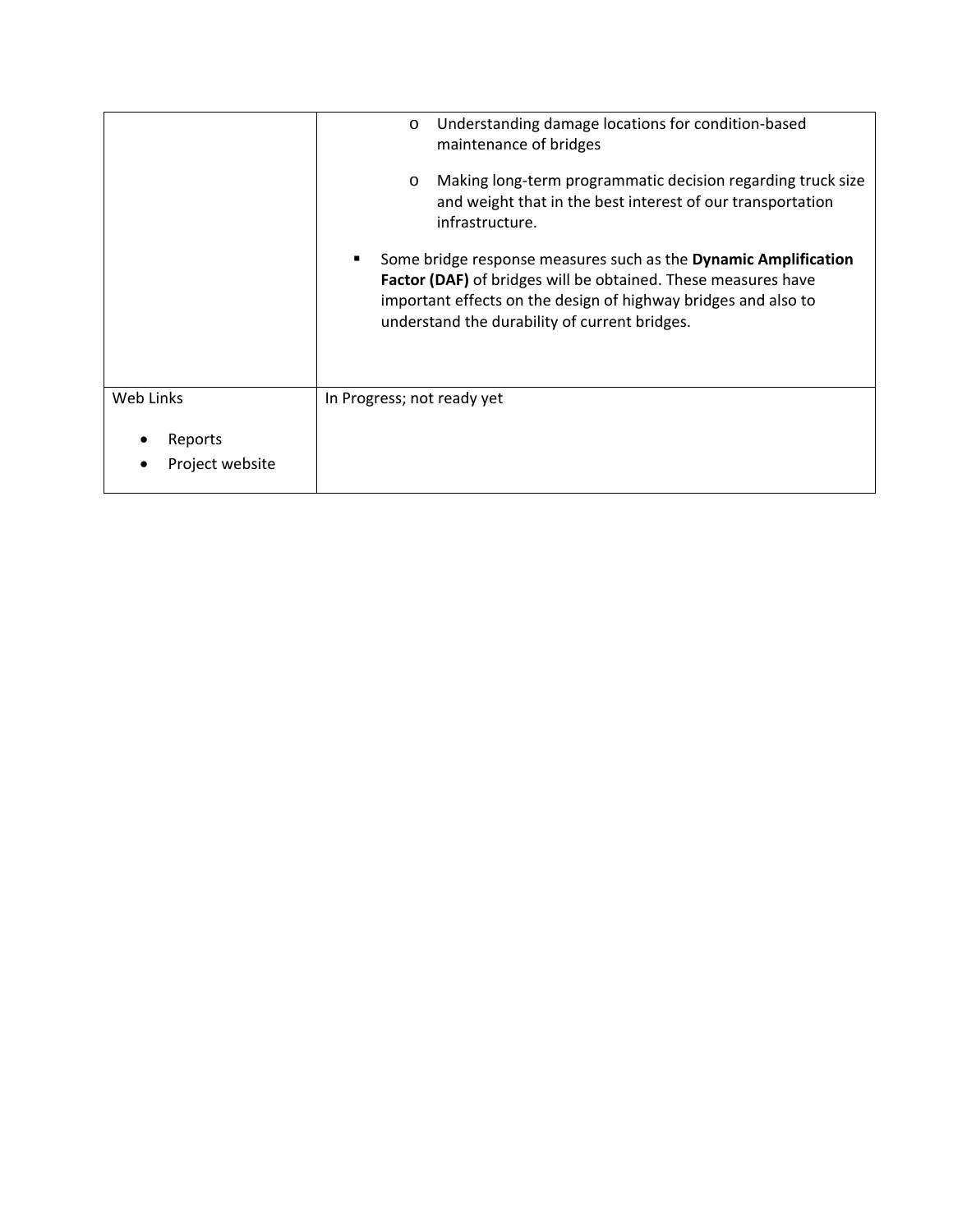| | |
|---|---|
| | - Understanding damage locations for condition-based maintenance of bridges<br>- Making long-term programmatic decision regarding truck size and weight that in the best interest of our transportation infrastructure.<br><br>▪ Some bridge response measures such as the **Dynamic Amplification Factor (DAF)** of bridges will be obtained. These measures have important effects on the design of highway bridges and also to understand the durability of current bridges. |
| Web Links<br><br>• Reports<br>• Project website | In Progress; not ready yet |